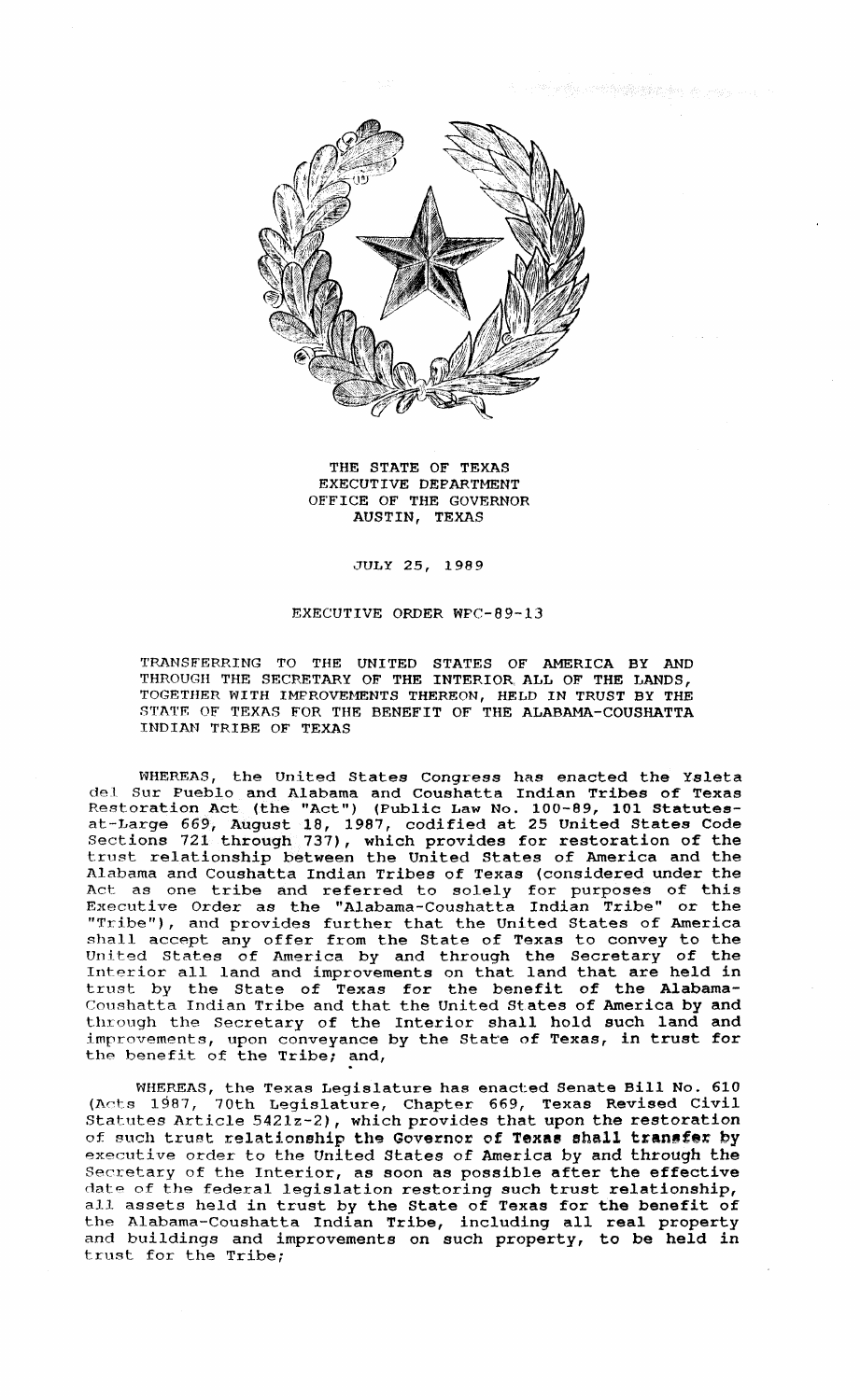THE STATE OF TEXAS
EXECUTIVE DEPARTMENT
OFFICE OF THE GOVERNOR
AUSTIN, TEXAS

JULY 25, 1989

EXECUTIVE ORDER WPC-89-13

TRANSFERRING TO THE UNITED STATES OF AMERICA BY AND THROUGH THE SECRETARY OF THE INTERIOR ALL OF THE LANDS, TOGETHER WITH IMPROVEMENTS THEREON, HELD IN TRUST BY THE STATE OF TEXAS FOR THE BENEFIT OF THE ALABAMA-COUSHATTA INDIAN TRIBE OF TEXAS

WHEREAS, the United States Congress has enacted the Ysleta del Sur Pueblo and Alabama and Coushatta Indian Tribes of Texas Restoration Act (the "Act") (Public Law No. 100-89, 101 Statutes-at-Large 669, August 18, 1987, codified at 25 United States Code Sections 721 through 737), which provides for restoration of the trust relationship between the United States of America and the Alabama and Coushatta Indian Tribes of Texas (considered under the Act as one tribe and referred to solely for purposes of this Executive Order as the "Alabama-Coushatta Indian Tribe" or the "Tribe"), and provides further that the United States of America shall accept any offer from the State of Texas to convey to the United States of America by and through the Secretary of the Interior all land and improvements on that land that are held in trust by the State of Texas for the benefit of the Alabama-Coushatta Indian Tribe and that the United States of America by and through the Secretary of the Interior shall hold such land and improvements, upon conveyance by the State of Texas, in trust for the benefit of the Tribe; and,

WHEREAS, the Texas Legislature has enacted Senate Bill No. 610 (Acts 1987, 70th Legislature, Chapter 669, Texas Revised Civil Statutes Article 5421z-2), which provides that upon the restoration of such trust relationship the Governor of Texas shall transfer by executive order to the United States of America by and through the Secretary of the Interior, as soon as possible after the effective date of the federal legislation restoring such trust relationship, all assets held in trust by the State of Texas for the benefit of the Alabama-Coushatta Indian Tribe, including all real property and buildings and improvements on such property, to be held in trust for the Tribe;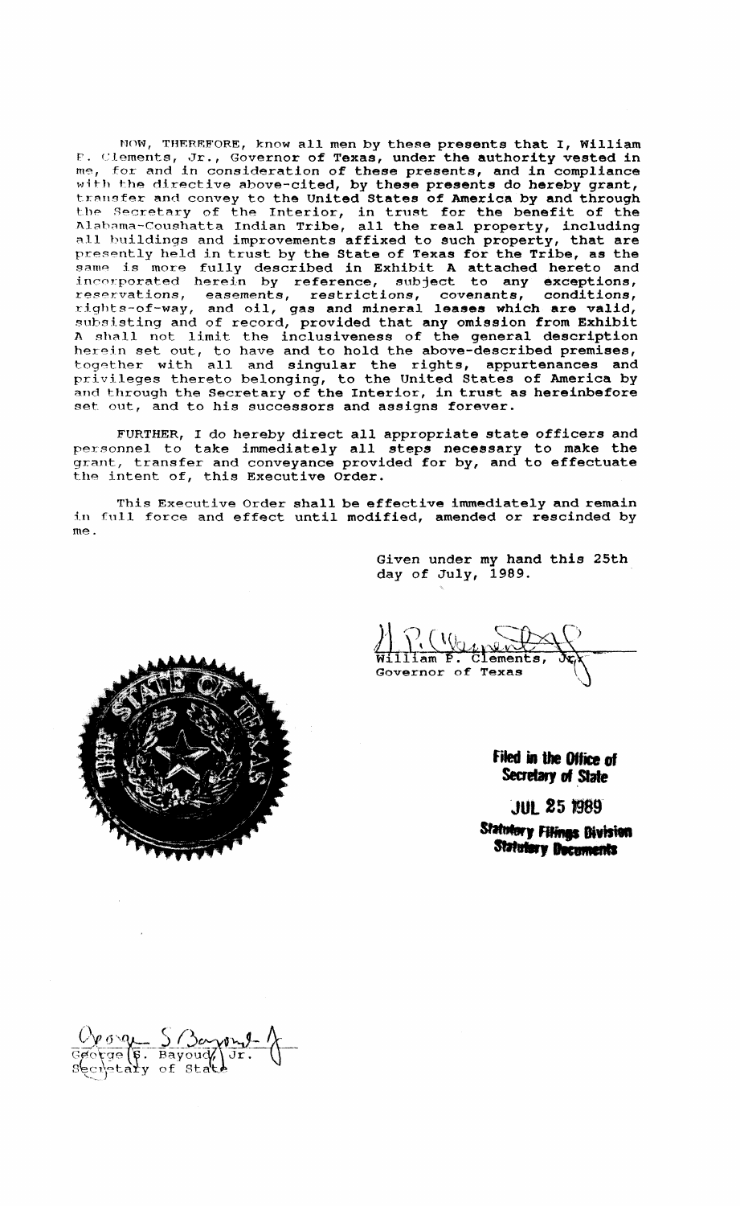NOW, THEREFORE, know all men by these presents that I, William P. Clements, Jr., Governor of Texas, under the authority vested in me, for and in consideration of these presents, and in compliance with the directive above-cited, by these presents do hereby grant, transfer and convey to the United States of America by and through the Secretary of the Interior, in trust for the benefit of the Alabama-Coushatta Indian Tribe, all the real property, including all buildings and improvements affixed to such property, that are presently held in trust by the State of Texas for the Tribe, as the same is more fully described in Exhibit A attached hereto and incorporated herein by reference, subject to any exceptions, reservations, easements, restrictions, covenants, conditions, rights-of-way, and oil, gas and mineral leases which are valid, subsisting and of record, provided that any omission from Exhibit A shall not limit the inclusiveness of the general description herein set out, to have and to hold the above-described premises, together with all and singular the rights, appurtenances and privileges thereto belonging, to the United States of America by and through the Secretary of the Interior, in trust as hereinbefore set out, and to his successors and assigns forever.

FURTHER, I do hereby direct all appropriate state officers and personnel to take immediately all steps necessary to make the grant, transfer and conveyance provided for by, and to effectuate the intent of, this Executive Order.

This Executive Order shall be effective immediately and remain in full force and effect until modified, amended or rescinded by me.

Given under my hand this 25th day of July, 1989.

William P. Clements, Jr.
Governor of Texas

**Filed in the Office of Secretary of State**

**JUL 25 1989**

**Statutory Filings Division Statutory Documents**

George S. Bayoud, Jr.
Secretary of State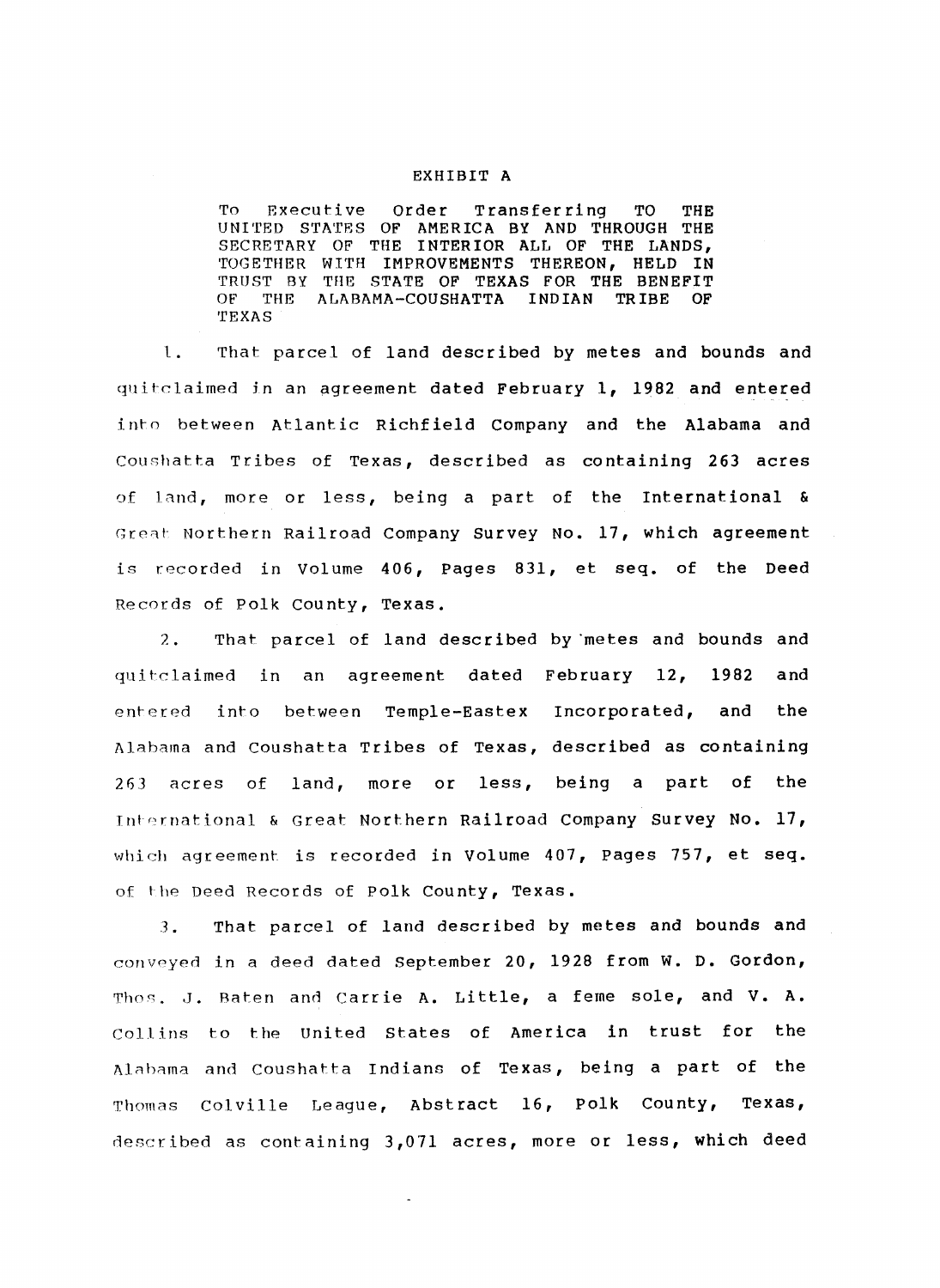# EXHIBIT A

To Executive Order Transferring TO THE UNITED STATES OF AMERICA BY AND THROUGH THE SECRETARY OF THE INTERIOR ALL OF THE LANDS, TOGETHER WITH IMPROVEMENTS THEREON, HELD IN TRUST BY THE STATE OF TEXAS FOR THE BENEFIT OF THE ALABAMA-COUSHATTA INDIAN TRIBE OF TEXAS

1. That parcel of land described by metes and bounds and quitclaimed in an agreement dated February 1, 1982 and entered into between Atlantic Richfield Company and the Alabama and Coushatta Tribes of Texas, described as containing 263 acres of land, more or less, being a part of the International & Great Northern Railroad Company Survey No. 17, which agreement is recorded in Volume 406, Pages 831, et seq. of the Deed Records of Polk County, Texas.

2. That parcel of land described by metes and bounds and quitclaimed in an agreement dated February 12, 1982 and entered into between Temple-Eastex Incorporated, and the Alabama and Coushatta Tribes of Texas, described as containing 263 acres of land, more or less, being a part of the International & Great Northern Railroad Company Survey No. 17, which agreement is recorded in Volume 407, Pages 757, et seq. of the Deed Records of Polk County, Texas.

3. That parcel of land described by metes and bounds and conveyed in a deed dated September 20, 1928 from W. D. Gordon, Thos. J. Baten and Carrie A. Little, a feme sole, and V. A. Collins to the United States of America in trust for the Alabama and Coushatta Indians of Texas, being a part of the Thomas Colville League, Abstract 16, Polk County, Texas, described as containing 3,071 acres, more or less, which deed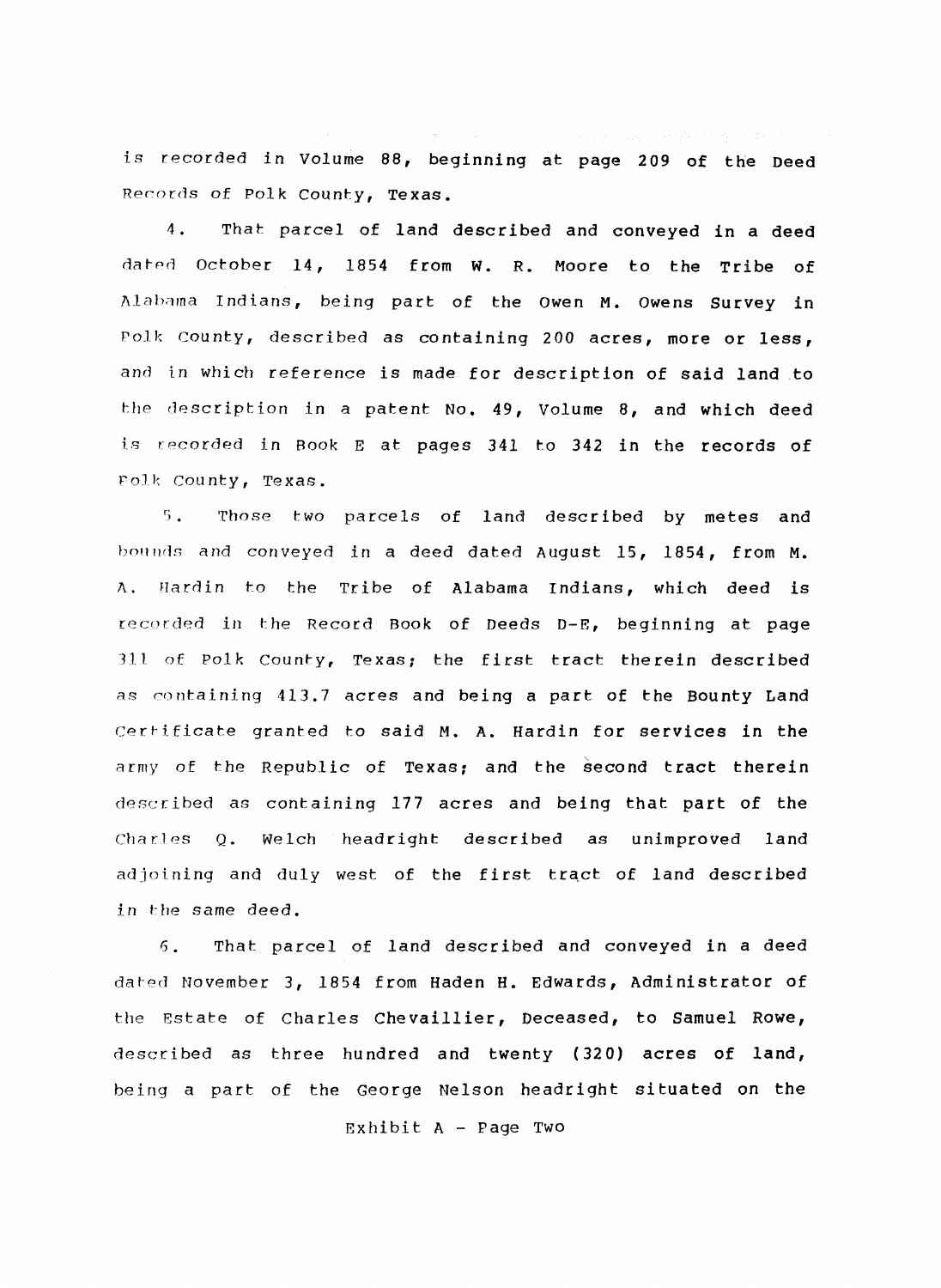is recorded in Volume 88, beginning at page 209 of the Deed Records of Polk County, Texas.

4. That parcel of land described and conveyed in a deed dated October 14, 1854 from W. R. Moore to the Tribe of Alabama Indians, being part of the Owen M. Owens Survey in Polk County, described as containing 200 acres, more or less, and in which reference is made for description of said land to the description in a patent No. 49, Volume 8, and which deed is recorded in Book E at pages 341 to 342 in the records of Polk County, Texas.

5. Those two parcels of land described by metes and bounds and conveyed in a deed dated August 15, 1854, from M. A. Hardin to the Tribe of Alabama Indians, which deed is recorded in the Record Book of Deeds D-E, beginning at page 311 of Polk County, Texas; the first tract therein described as containing 413.7 acres and being a part of the Bounty Land Certificate granted to said M. A. Hardin for services in the army of the Republic of Texas; and the second tract therein described as containing 177 acres and being that part of the Charles Q. Welch headright described as unimproved land adjoining and duly west of the first tract of land described in the same deed.

6. That parcel of land described and conveyed in a deed dated November 3, 1854 from Haden H. Edwards, Administrator of the Estate of Charles Chevaillier, Deceased, to Samuel Rowe, described as three hundred and twenty (320) acres of land, being a part of the George Nelson headright situated on the

Exhibit A - Page Two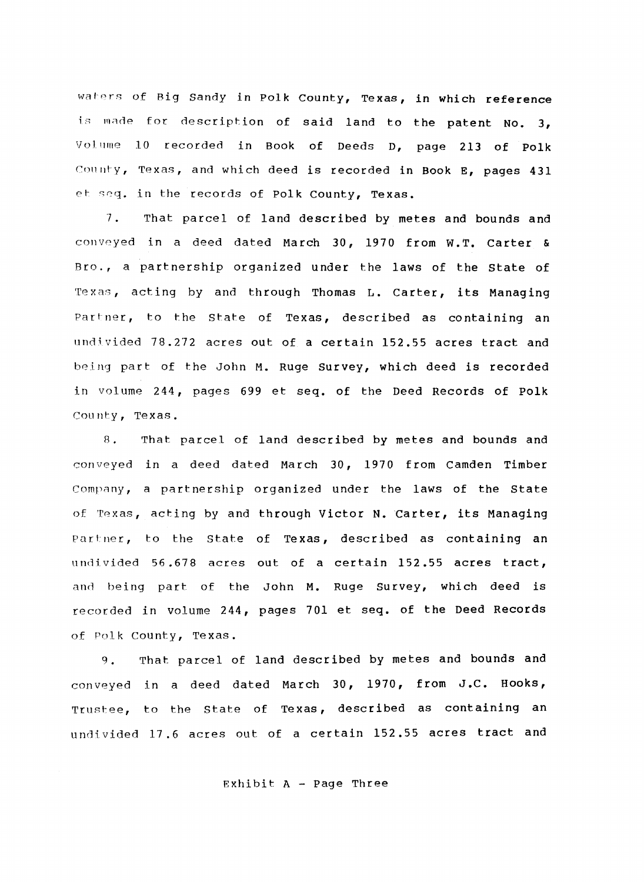waters of Big Sandy in Polk County, Texas, in which reference is made for description of said land to the patent No. 3, Volume 10 recorded in Book of Deeds D, page 213 of Polk County, Texas, and which deed is recorded in Book E, pages 431 et seq. in the records of Polk County, Texas.

7. That parcel of land described by metes and bounds and conveyed in a deed dated March 30, 1970 from W.T. Carter & Bro., a partnership organized under the laws of the State of Texas, acting by and through Thomas L. Carter, its Managing Partner, to the State of Texas, described as containing an undivided 78.272 acres out of a certain 152.55 acres tract and being part of the John M. Ruge Survey, which deed is recorded in volume 244, pages 699 et seq. of the Deed Records of Polk County, Texas.

8. That parcel of land described by metes and bounds and conveyed in a deed dated March 30, 1970 from Camden Timber Company, a partnership organized under the laws of the State of Texas, acting by and through Victor N. Carter, its Managing Partner, to the State of Texas, described as containing an undivided 56.678 acres out of a certain 152.55 acres tract, and being part of the John M. Ruge Survey, which deed is recorded in volume 244, pages 701 et seq. of the Deed Records of Polk County, Texas.

9. That parcel of land described by metes and bounds and conveyed in a deed dated March 30, 1970, from J.C. Hooks, Trustee, to the State of Texas, described as containing an undivided 17.6 acres out of a certain 152.55 acres tract and

Exhibit A - Page Three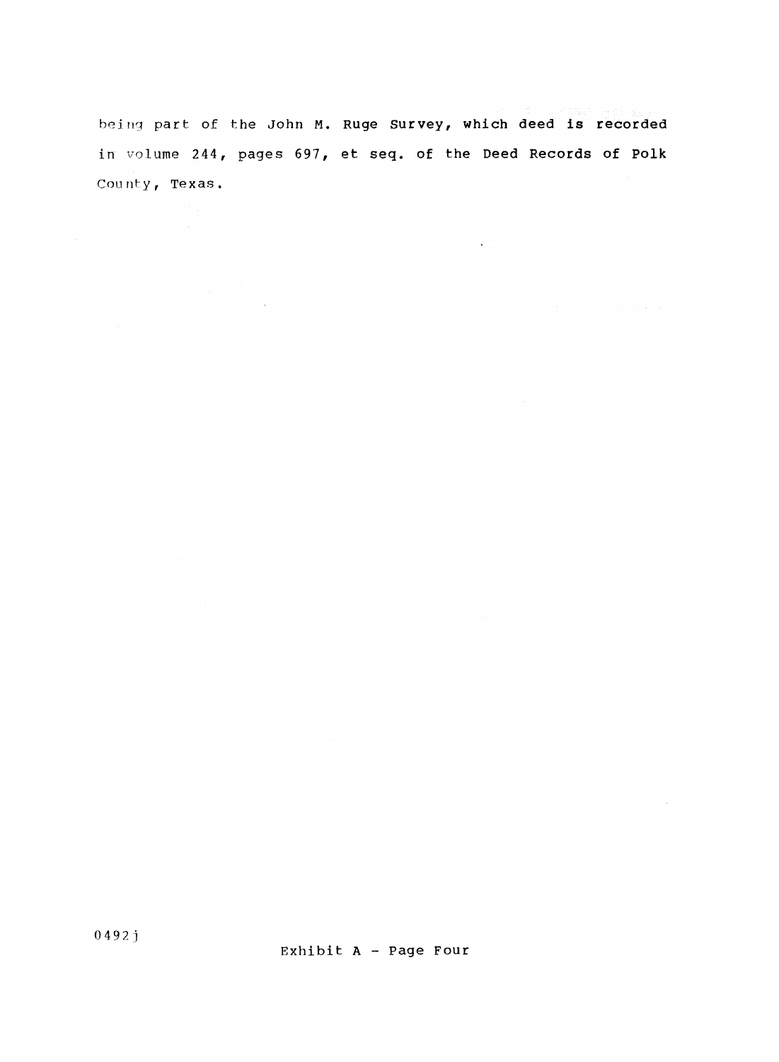being part of the John M. Ruge Survey, which deed is recorded in volume 244, pages 697, et seq. of the Deed Records of Polk County, Texas.

0492j

Exhibit A - Page Four